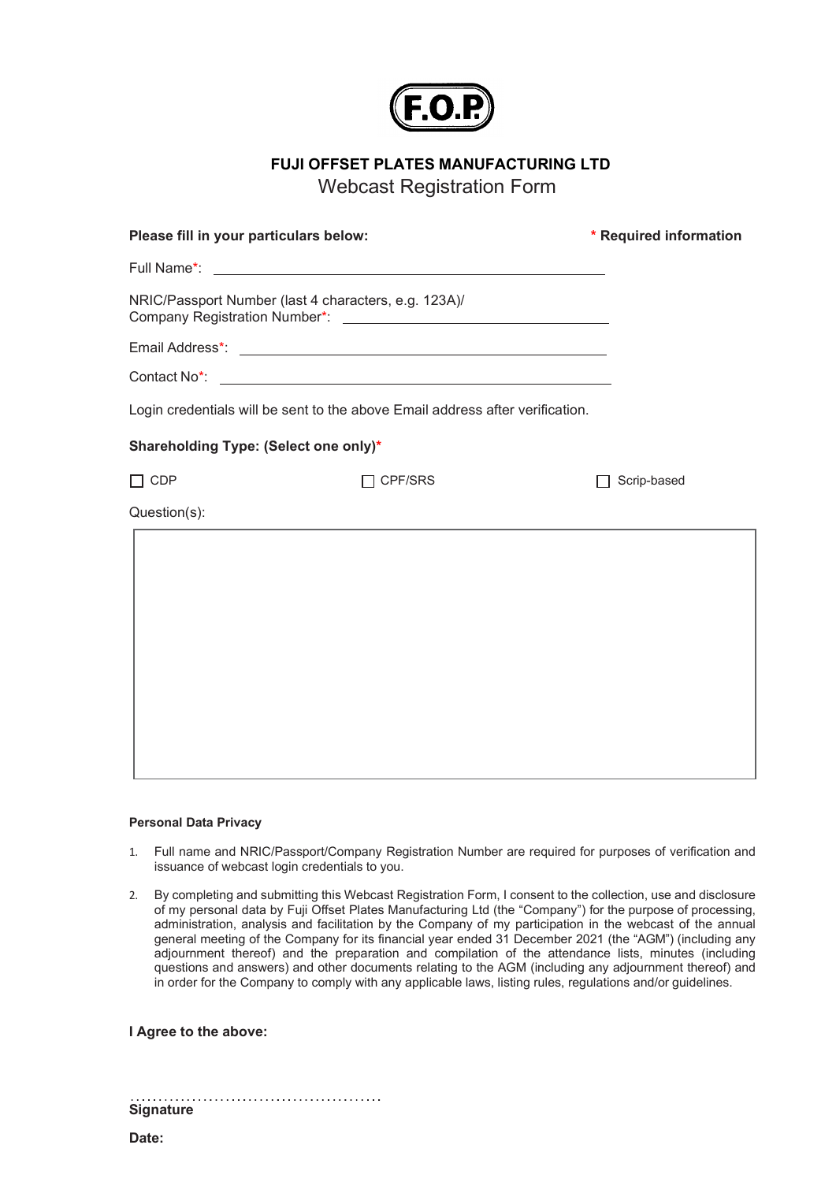F.O.P

**FUJI OFFSET PLATES MANUFACTURING LTD**

Webcast Registration Form

**Please fill in your particulars below:** **\* Required information**

Full Name*: ______________________________

NRIC/Passport Number (last 4 characters, e.g. 123A)/
Company Registration Number*: ______________________________

Email Address*: ______________________________

Contact No*: ______________________________

Login credentials will be sent to the above Email address after verification.

**Shareholding Type: (Select one only)***

☐ CDP ☐ CPF/SRS ☐ Scrip-based

Question(s):

| |
|---|
| |

**Personal Data Privacy**

1. Full name and NRIC/Passport/Company Registration Number are required for purposes of verification and issuance of webcast login credentials to you.

2. By completing and submitting this Webcast Registration Form, I consent to the collection, use and disclosure of my personal data by Fuji Offset Plates Manufacturing Ltd (the "Company") for the purpose of processing, administration, analysis and facilitation by the Company of my participation in the webcast of the annual general meeting of the Company for its financial year ended 31 December 2021 (the "AGM") (including any adjournment thereof) and the preparation and compilation of the attendance lists, minutes (including questions and answers) and other documents relating to the AGM (including any adjournment thereof) and in order for the Company to comply with any applicable laws, listing rules, regulations and/or guidelines.

**I Agree to the above:**

…………………………………………
**Signature**

**Date:**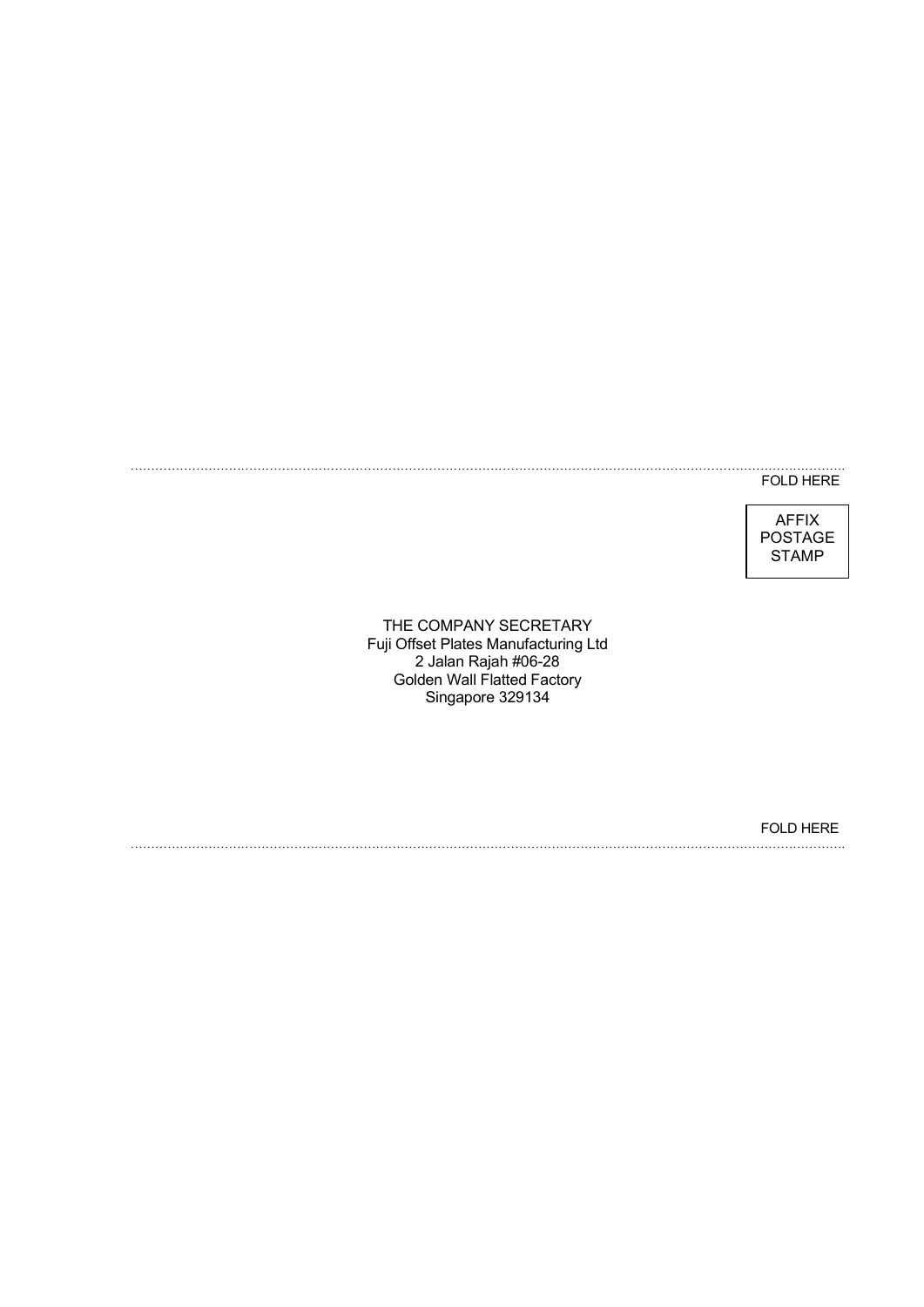FOLD HERE

AFFIX
POSTAGE
STAMP

THE COMPANY SECRETARY
Fuji Offset Plates Manufacturing Ltd
2 Jalan Rajah #06-28
Golden Wall Flatted Factory
Singapore 329134

FOLD HERE